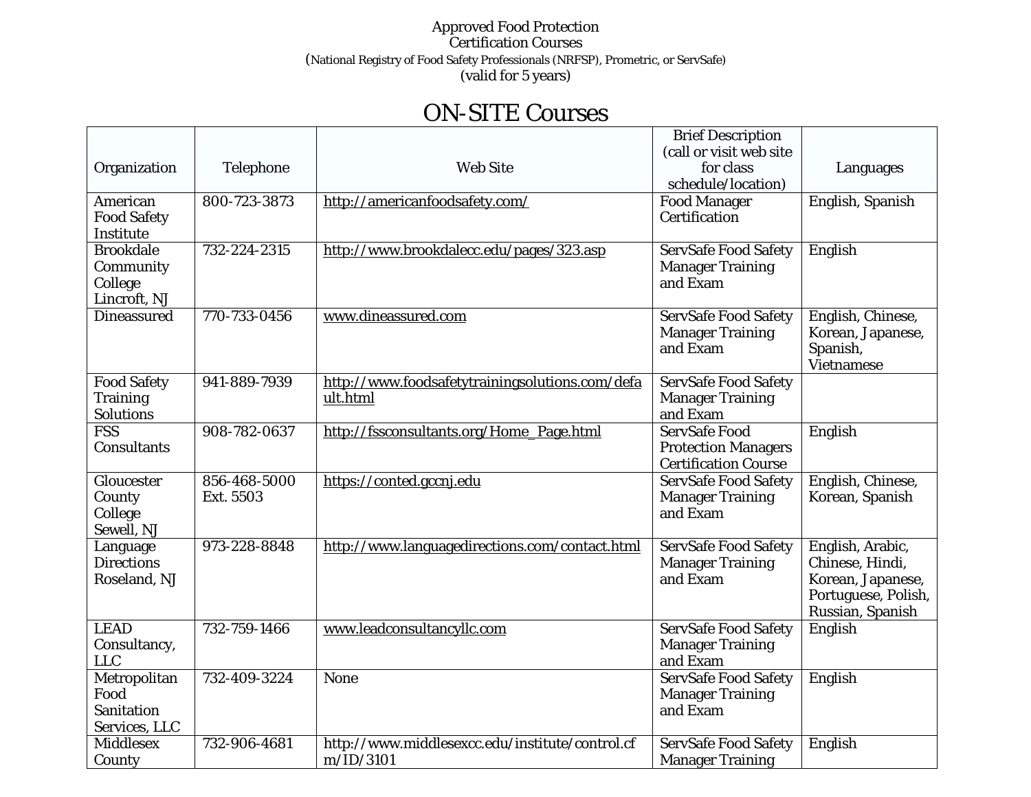Approved Food Protection
Certification Courses
(National Registry of Food Safety Professionals (NRFSP), Prometric, or ServSafe)
(valid for 5 years)

# ON-SITE Courses

| Organization | Telephone | Web Site | Brief Description (call or visit web site for class schedule/location) | Languages |
|---|---|---|---|---|
| American Food Safety Institute | 800-723-3873 | http://americanfoodsafety.com/ | Food Manager Certification | English, Spanish |
| Brookdale Community College Lincroft, NJ | 732-224-2315 | http://www.brookdalecc.edu/pages/323.asp | ServSafe Food Safety Manager Training and Exam | English |
| Dineassured | 770-733-0456 | www.dineassured.com | ServSafe Food Safety Manager Training and Exam | English, Chinese, Korean, Japanese, Spanish, Vietnamese |
| Food Safety Training Solutions | 941-889-7939 | http://www.foodsafetytrainingsolutions.com/default.html | ServSafe Food Safety Manager Training and Exam | |
| FSS Consultants | 908-782-0637 | http://fssconsultants.org/Home_Page.html | ServSafe Food Protection Managers Certification Course | English |
| Gloucester County College Sewell, NJ | 856-468-5000 Ext. 5503 | https://conted.gccnj.edu | ServSafe Food Safety Manager Training and Exam | English, Chinese, Korean, Spanish |
| Language Directions Roseland, NJ | 973-228-8848 | http://www.languagedirections.com/contact.html | ServSafe Food Safety Manager Training and Exam | English, Arabic, Chinese, Hindi, Korean, Japanese, Portuguese, Polish, Russian, Spanish |
| LEAD Consultancy, LLC | 732-759-1466 | www.leadconsultancyllc.com | ServSafe Food Safety Manager Training and Exam | English |
| Metropolitan Food Sanitation Services, LLC | 732-409-3224 | None | ServSafe Food Safety Manager Training and Exam | English |
| Middlesex County | 732-906-4681 | http://www.middlesexcc.edu/institute/control.cfm/ID/3101 | ServSafe Food Safety Manager Training | English |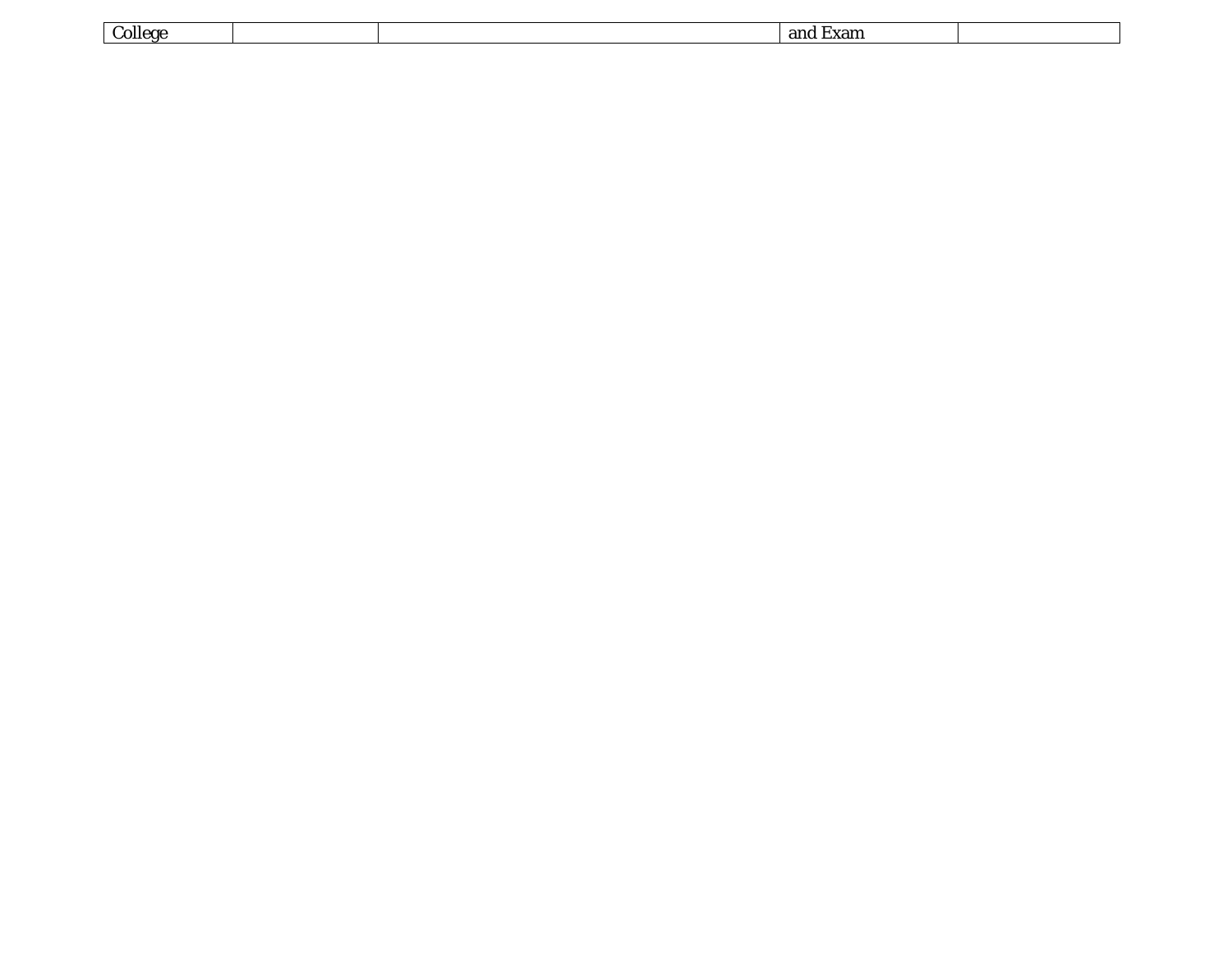| College | | | and Exam | |
|---|---|---|---|---|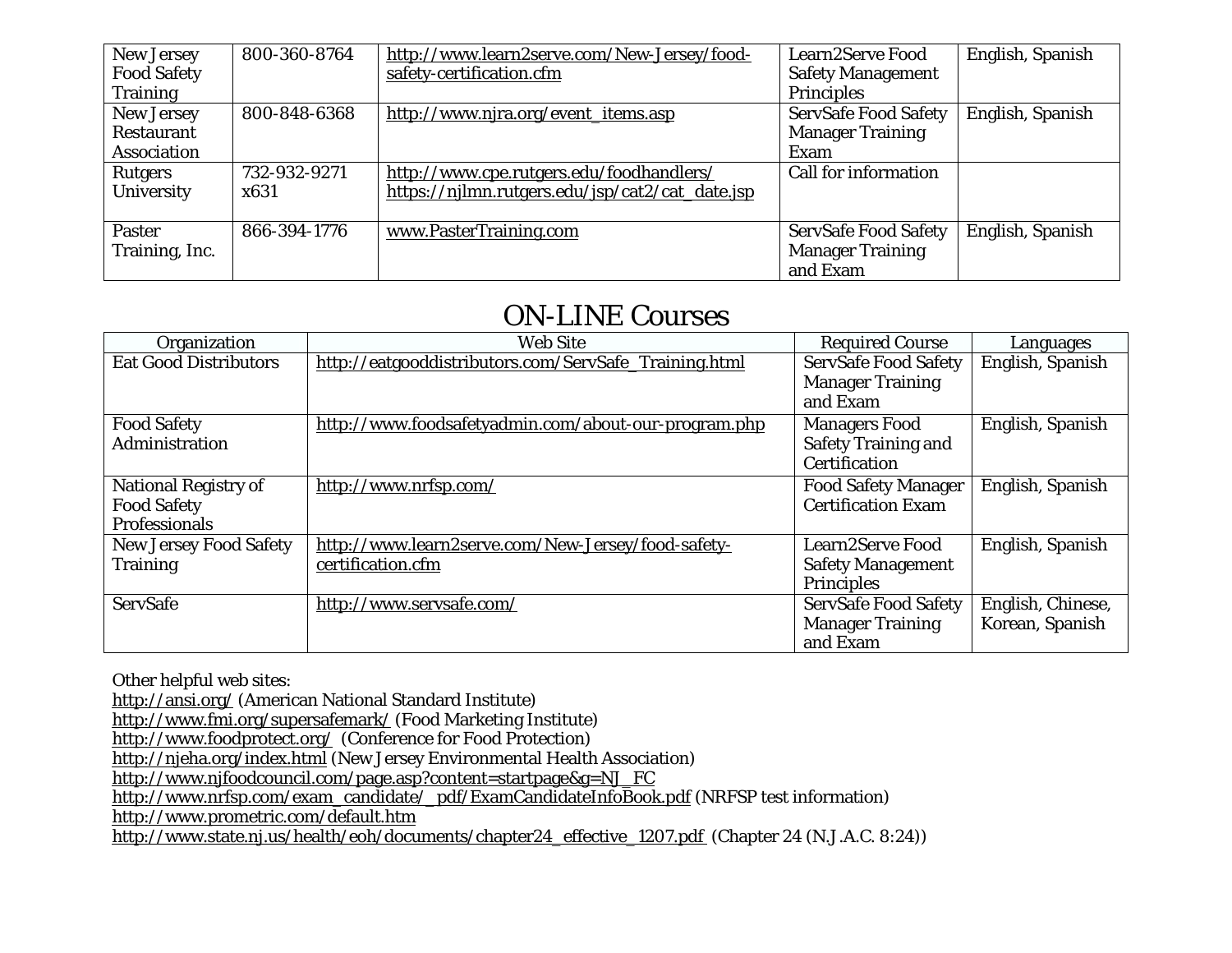| | | | | |
|---|---|---|---|---|
| New Jersey Food Safety Training | 800-360-8764 | http://www.learn2serve.com/New-Jersey/food-safety-certification.cfm | Learn2Serve Food Safety Management Principles | English, Spanish |
| New Jersey Restaurant Association | 800-848-6368 | http://www.njra.org/event_items.asp | ServSafe Food Safety Manager Training Exam | English, Spanish |
| Rutgers University | 732-932-9271 x631 | http://www.cpe.rutgers.edu/foodhandlers/ https://njlmn.rutgers.edu/jsp/cat2/cat_date.jsp | Call for information | |
| Paster Training, Inc. | 866-394-1776 | www.PasterTraining.com | ServSafe Food Safety Manager Training and Exam | English, Spanish |

## ON-LINE Courses

| Organization | Web Site | Required Course | Languages |
|---|---|---|---|
| Eat Good Distributors | http://eatgooddistributors.com/ServSafe_Training.html | ServSafe Food Safety Manager Training and Exam | English, Spanish |
| Food Safety Administration | http://www.foodsafetyadmin.com/about-our-program.php | Managers Food Safety Training and Certification | English, Spanish |
| National Registry of Food Safety Professionals | http://www.nrfsp.com/ | Food Safety Manager Certification Exam | English, Spanish |
| New Jersey Food Safety Training | http://www.learn2serve.com/New-Jersey/food-safety-certification.cfm | Learn2Serve Food Safety Management Principles | English, Spanish |
| ServSafe | http://www.servsafe.com/ | ServSafe Food Safety Manager Training and Exam | English, Chinese, Korean, Spanish |

Other helpful web sites:
http://ansi.org/ (American National Standard Institute)
http://www.fmi.org/supersafemark/ (Food Marketing Institute)
http://www.foodprotect.org/ (Conference for Food Protection)
http://njeha.org/index.html (New Jersey Environmental Health Association)
http://www.njfoodcouncil.com/page.asp?content=startpage&g=NJ_FC
http://www.nrfsp.com/exam_candidate/_pdf/ExamCandidateInfoBook.pdf (NRFSP test information)
http://www.prometric.com/default.htm
http://www.state.nj.us/health/eoh/documents/chapter24_effective_1207.pdf (Chapter 24 (N.J.A.C. 8:24))